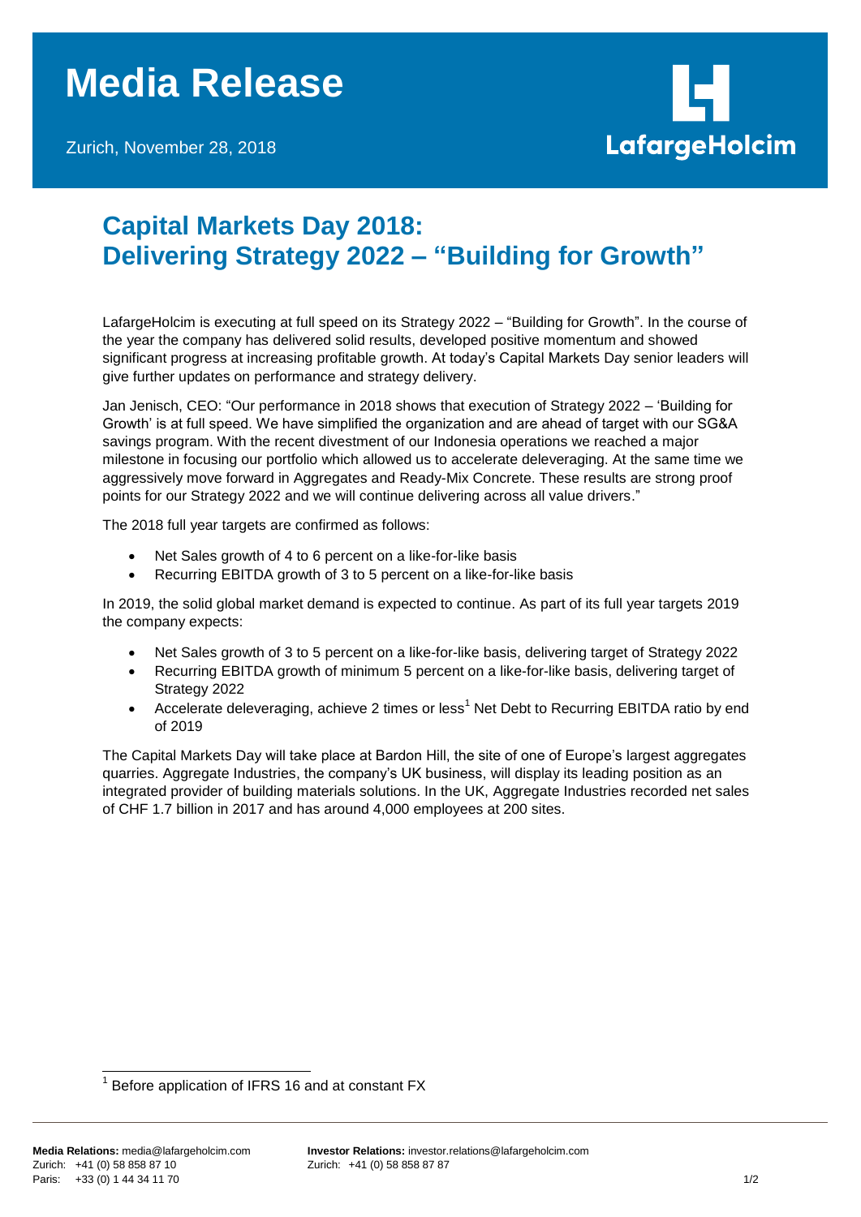# Media Release

Zurich, November 28, 2018

LafargeHolcim

## Capital Markets Day 2018: Delivering Strategy 2022 – "Building for Growth"

LafargeHolcim is executing at full speed on its Strategy 2022 – "Building for Growth". In the course of the year the company has delivered solid results, developed positive momentum and showed significant progress at increasing profitable growth. At today's Capital Markets Day senior leaders will give further updates on performance and strategy delivery.

Jan Jenisch, CEO: "Our performance in 2018 shows that execution of Strategy 2022 – 'Building for Growth' is at full speed. We have simplified the organization and are ahead of target with our SG&A savings program. With the recent divestment of our Indonesia operations we reached a major milestone in focusing our portfolio which allowed us to accelerate deleveraging. At the same time we aggressively move forward in Aggregates and Ready-Mix Concrete. These results are strong proof points for our Strategy 2022 and we will continue delivering across all value drivers."

The 2018 full year targets are confirmed as follows:

- Net Sales growth of 4 to 6 percent on a like-for-like basis
- Recurring EBITDA growth of 3 to 5 percent on a like-for-like basis

In 2019, the solid global market demand is expected to continue. As part of its full year targets 2019 the company expects:

- Net Sales growth of 3 to 5 percent on a like-for-like basis, delivering target of Strategy 2022
- Recurring EBITDA growth of minimum 5 percent on a like-for-like basis, delivering target of Strategy 2022
- Accelerate deleveraging, achieve 2 times or less[1] Net Debt to Recurring EBITDA ratio by end of 2019

The Capital Markets Day will take place at Bardon Hill, the site of one of Europe's largest aggregates quarries. Aggregate Industries, the company's UK business, will display its leading position as an integrated provider of building materials solutions. In the UK, Aggregate Industries recorded net sales of CHF 1.7 billion in 2017 and has around 4,000 employees at 200 sites.

[1] Before application of IFRS 16 and at constant FX

**Media Relations:** media@lafargeholcim.com
Zurich: +41 (0) 58 858 87 10
Paris: +33 (0) 1 44 34 11 70

**Investor Relations:** investor.relations@lafargeholcim.com
Zurich: +41 (0) 58 858 87 87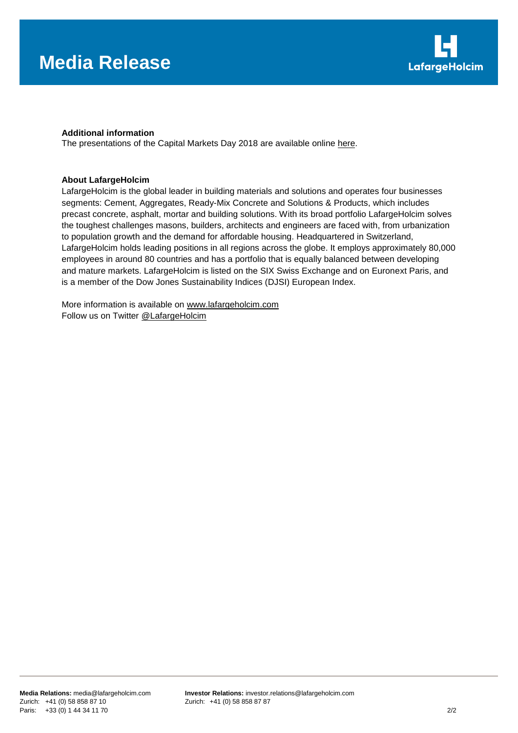### Additional information

The presentations of the Capital Markets Day 2018 are available online here.

### About LafargeHolcim

LafargeHolcim is the global leader in building materials and solutions and operates four businesses segments: Cement, Aggregates, Ready-Mix Concrete and Solutions & Products, which includes precast concrete, asphalt, mortar and building solutions. With its broad portfolio LafargeHolcim solves the toughest challenges masons, builders, architects and engineers are faced with, from urbanization to population growth and the demand for affordable housing. Headquartered in Switzerland, LafargeHolcim holds leading positions in all regions across the globe. It employs approximately 80,000 employees in around 80 countries and has a portfolio that is equally balanced between developing and mature markets. LafargeHolcim is listed on the SIX Swiss Exchange and on Euronext Paris, and is a member of the Dow Jones Sustainability Indices (DJSI) European Index.

More information is available on www.lafargeholcim.com
Follow us on Twitter @LafargeHolcim

**Media Relations:** media@lafargeholcim.com
Zurich: +41 (0) 58 858 87 10
Paris: +33 (0) 1 44 34 11 70

**Investor Relations:** investor.relations@lafargeholcim.com
Zurich: +41 (0) 58 858 87 87